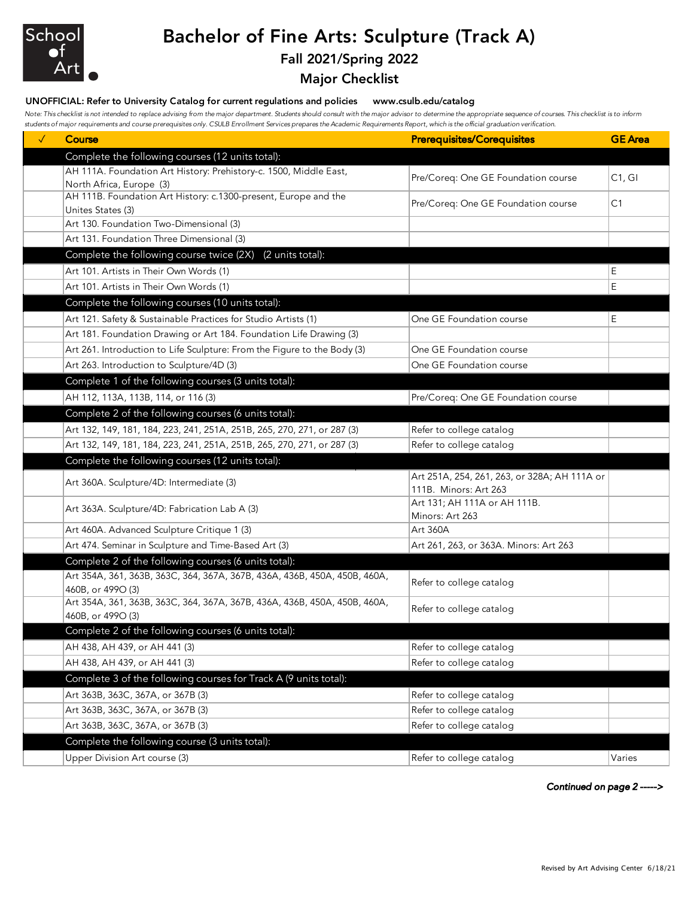School of Art

# Bachelor of Fine Arts: Sculpture (Track A)

## Fall 2021/Spring 2022

## Major Checklist

**UNOFFICIAL: Refer to University Catalog for current regulations and policies www.csulb.edu/catalog**

*Note: This checklist is not intended to replace advising from the major department. Students should consult with the major advisor to determine the appropriate sequence of courses. This checklist is to inform students of major requirements and course prerequisites only. CSULB Enrollment Services prepares the Academic Requirements Report, which is the official graduation verification.*

| ✓ | Course | Prerequisites/Corequisites | GE Area |
|---|---|---|---|
| | **Complete the following courses (12 units total):** | | |
| | AH 111A. Foundation Art History: Prehistory-c. 1500, Middle East, North Africa, Europe (3) | Pre/Coreq: One GE Foundation course | C1, GI |
| | AH 111B. Foundation Art History: c.1300-present, Europe and the Unites States (3) | Pre/Coreq: One GE Foundation course | C1 |
| | Art 130. Foundation Two-Dimensional (3) | | |
| | Art 131. Foundation Three Dimensional (3) | | |
| | **Complete the following course twice (2X) (2 units total):** | | |
| | Art 101. Artists in Their Own Words (1) | | E |
| | Art 101. Artists in Their Own Words (1) | | E |
| | **Complete the following courses (10 units total):** | | |
| | Art 121. Safety & Sustainable Practices for Studio Artists (1) | One GE Foundation course | E |
| | Art 181. Foundation Drawing or Art 184. Foundation Life Drawing (3) | | |
| | Art 261. Introduction to Life Sculpture: From the Figure to the Body (3) | One GE Foundation course | |
| | Art 263. Introduction to Sculpture/4D (3) | One GE Foundation course | |
| | **Complete 1 of the following courses (3 units total):** | | |
| | AH 112, 113A, 113B, 114, or 116 (3) | Pre/Coreq: One GE Foundation course | |
| | **Complete 2 of the following courses (6 units total):** | | |
| | Art 132, 149, 181, 184, 223, 241, 251A, 251B, 265, 270, 271, or 287 (3) | Refer to college catalog | |
| | Art 132, 149, 181, 184, 223, 241, 251A, 251B, 265, 270, 271, or 287 (3) | Refer to college catalog | |
| | **Complete the following courses (12 units total):** | | |
| | Art 360A. Sculpture/4D: Intermediate (3) | Art 251A, 254, 261, 263, or 328A; AH 111A or 111B. Minors: Art 263 | |
| | Art 363A. Sculpture/4D: Fabrication Lab A (3) | Art 131; AH 111A or AH 111B. Minors: Art 263 | |
| | Art 460A. Advanced Sculpture Critique 1 (3) | Art 360A | |
| | Art 474. Seminar in Sculpture and Time-Based Art (3) | Art 261, 263, or 363A. Minors: Art 263 | |
| | **Complete 2 of the following courses (6 units total):** | | |
| | Art 354A, 361, 363B, 363C, 364, 367A, 367B, 436A, 436B, 450A, 450B, 460A, 460B, or 499O (3) | Refer to college catalog | |
| | Art 354A, 361, 363B, 363C, 364, 367A, 367B, 436A, 436B, 450A, 450B, 460A, 460B, or 499O (3) | Refer to college catalog | |
| | **Complete 2 of the following courses (6 units total):** | | |
| | AH 438, AH 439, or AH 441 (3) | Refer to college catalog | |
| | AH 438, AH 439, or AH 441 (3) | Refer to college catalog | |
| | **Complete 3 of the following courses for Track A (9 units total):** | | |
| | Art 363B, 363C, 367A, or 367B (3) | Refer to college catalog | |
| | Art 363B, 363C, 367A, or 367B (3) | Refer to college catalog | |
| | Art 363B, 363C, 367A, or 367B (3) | Refer to college catalog | |
| | **Complete the following course (3 units total):** | | |
| | Upper Division Art course (3) | Refer to college catalog | Varies |

***Continued on page 2 ----->***

Revised by Art Advising Center 6/18/21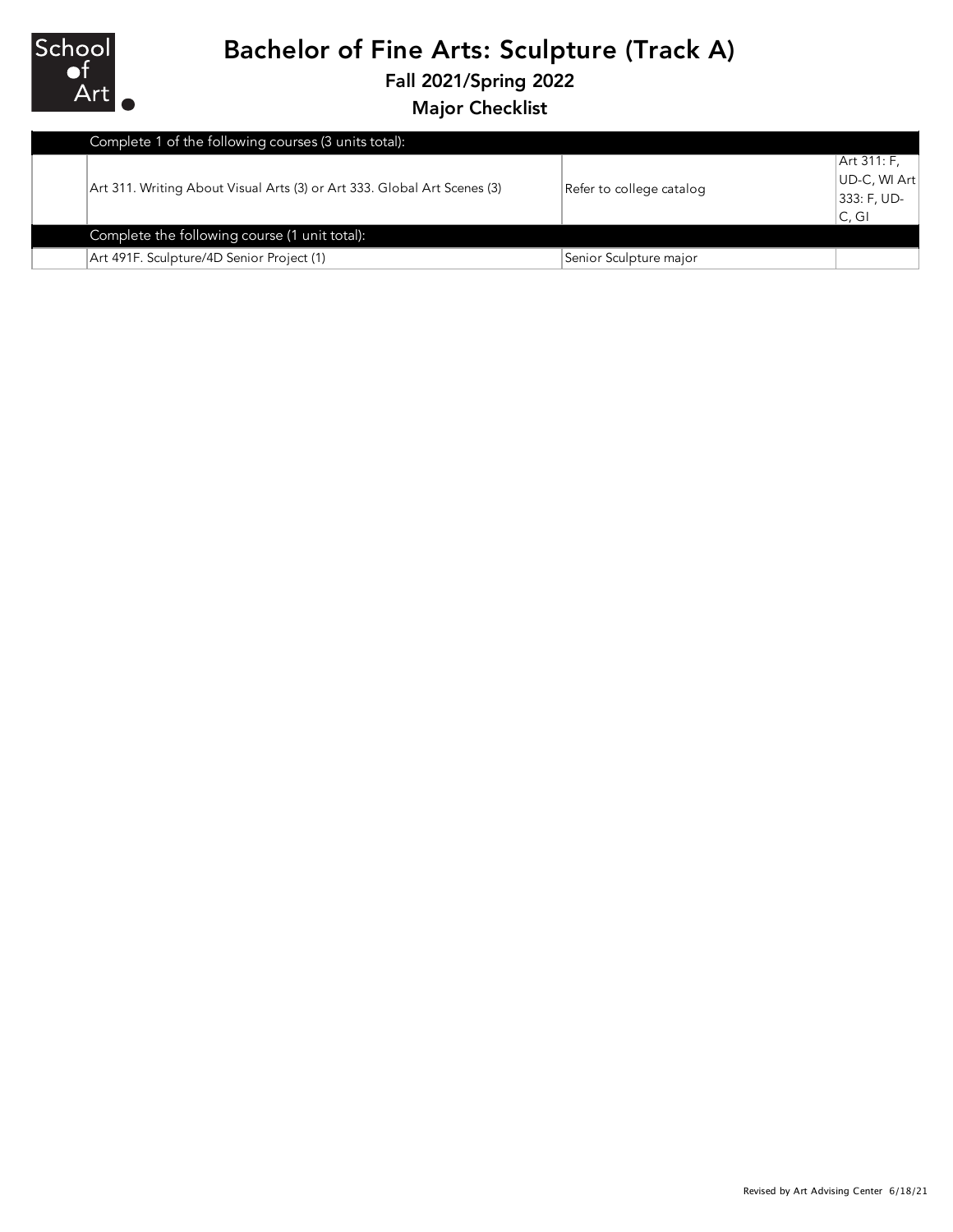# Bachelor of Fine Arts: Sculpture (Track A)

### Fall 2021/Spring 2022

### Major Checklist

| | Complete 1 of the following courses (3 units total): | | |
|---|---|---|---|
| | Art 311. Writing About Visual Arts (3) or Art 333. Global Art Scenes (3) | Refer to college catalog | Art 311: F, UD-C, WI Art 333: F, UD-C, GI |
| | **Complete the following course (1 unit total):** | | |
| | Art 491F. Sculpture/4D Senior Project (1) | Senior Sculpture major | |

Revised by Art Advising Center 6/18/21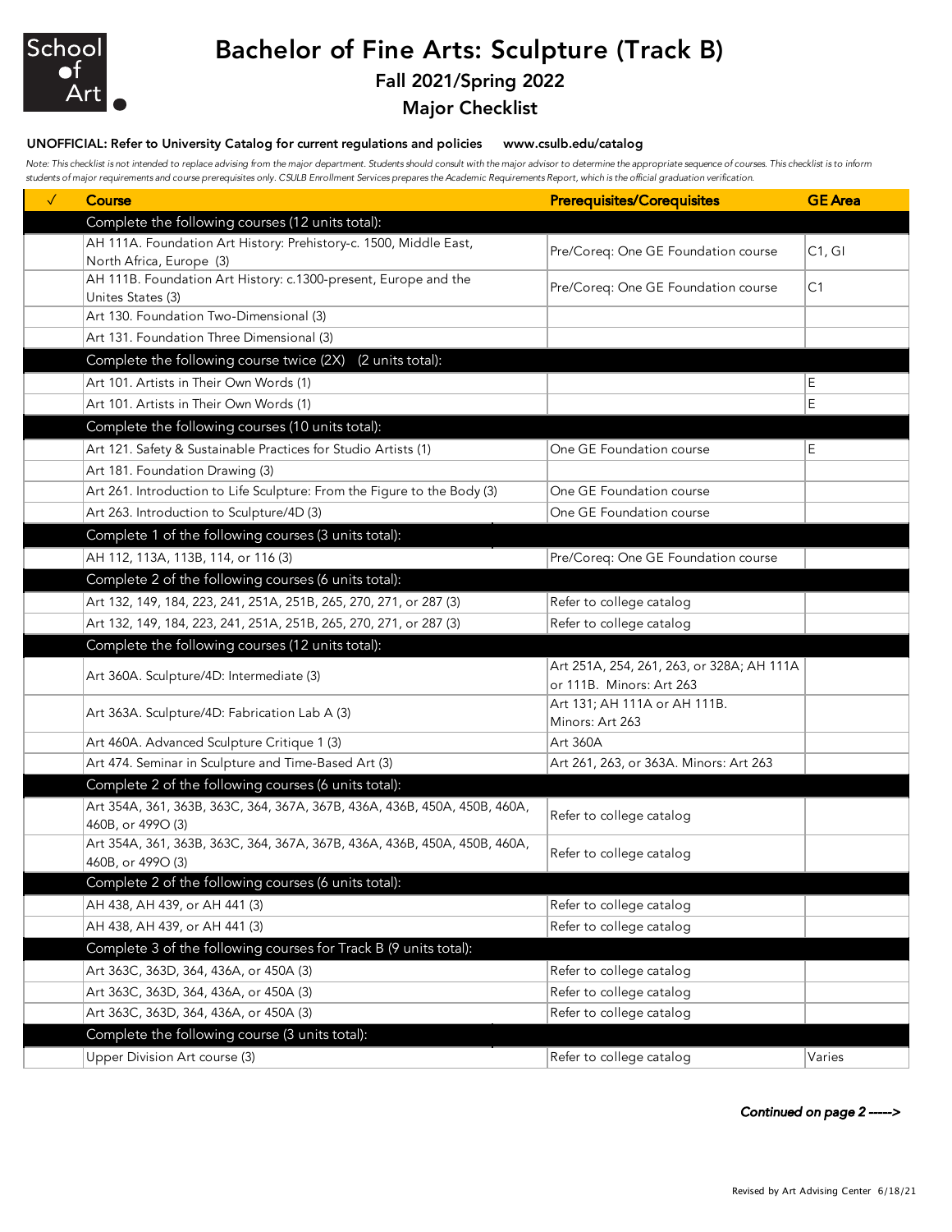# Bachelor of Fine Arts: Sculpture (Track B)

## Fall 2021/Spring 2022

## Major Checklist

**UNOFFICIAL: Refer to University Catalog for current regulations and policies www.csulb.edu/catalog**

*Note: This checklist is not intended to replace advising from the major department. Students should consult with the major advisor to determine the appropriate sequence of courses. This checklist is to inform students of major requirements and course prerequisites only. CSULB Enrollment Services prepares the Academic Requirements Report, which is the official graduation verification.*

| ✓ | Course | Prerequisites/Corequisites | GE Area |
|---|---|---|---|
| | **Complete the following courses (12 units total):** | | |
| | AH 111A. Foundation Art History: Prehistory-c. 1500, Middle East, North Africa, Europe (3) | Pre/Coreq: One GE Foundation course | C1, GI |
| | AH 111B. Foundation Art History: c.1300-present, Europe and the Unites States (3) | Pre/Coreq: One GE Foundation course | C1 |
| | Art 130. Foundation Two-Dimensional (3) | | |
| | Art 131. Foundation Three Dimensional (3) | | |
| | **Complete the following course twice (2X) (2 units total):** | | |
| | Art 101. Artists in Their Own Words (1) | | E |
| | Art 101. Artists in Their Own Words (1) | | E |
| | **Complete the following courses (10 units total):** | | |
| | Art 121. Safety & Sustainable Practices for Studio Artists (1) | One GE Foundation course | E |
| | Art 181. Foundation Drawing (3) | | |
| | Art 261. Introduction to Life Sculpture: From the Figure to the Body (3) | One GE Foundation course | |
| | Art 263. Introduction to Sculpture/4D (3) | One GE Foundation course | |
| | **Complete 1 of the following courses (3 units total):** | | |
| | AH 112, 113A, 113B, 114, or 116 (3) | Pre/Coreq: One GE Foundation course | |
| | **Complete 2 of the following courses (6 units total):** | | |
| | Art 132, 149, 184, 223, 241, 251A, 251B, 265, 270, 271, or 287 (3) | Refer to college catalog | |
| | Art 132, 149, 184, 223, 241, 251A, 251B, 265, 270, 271, or 287 (3) | Refer to college catalog | |
| | **Complete the following courses (12 units total):** | | |
| | Art 360A. Sculpture/4D: Intermediate (3) | Art 251A, 254, 261, 263, or 328A; AH 111A or 111B. Minors: Art 263 | |
| | Art 363A. Sculpture/4D: Fabrication Lab A (3) | Art 131; AH 111A or AH 111B. Minors: Art 263 | |
| | Art 460A. Advanced Sculpture Critique 1 (3) | Art 360A | |
| | Art 474. Seminar in Sculpture and Time-Based Art (3) | Art 261, 263, or 363A. Minors: Art 263 | |
| | **Complete 2 of the following courses (6 units total):** | | |
| | Art 354A, 361, 363B, 363C, 364, 367A, 367B, 436A, 436B, 450A, 450B, 460A, 460B, or 490O (3) | Refer to college catalog | |
| | Art 354A, 361, 363B, 363C, 364, 367A, 367B, 436A, 436B, 450A, 450B, 460A, 460B, or 490O (3) | Refer to college catalog | |
| | **Complete 2 of the following courses (6 units total):** | | |
| | AH 438, AH 439, or AH 441 (3) | Refer to college catalog | |
| | AH 438, AH 439, or AH 441 (3) | Refer to college catalog | |
| | **Complete 3 of the following courses for Track B (9 units total):** | | |
| | Art 363C, 363D, 364, 436A, or 450A (3) | Refer to college catalog | |
| | Art 363C, 363D, 364, 436A, or 450A (3) | Refer to college catalog | |
| | Art 363C, 363D, 364, 436A, or 450A (3) | Refer to college catalog | |
| | **Complete the following course (3 units total):** | | |
| | Upper Division Art course (3) | Refer to college catalog | Varies |

***Continued on page 2 ----->***

Revised by Art Advising Center 6/18/21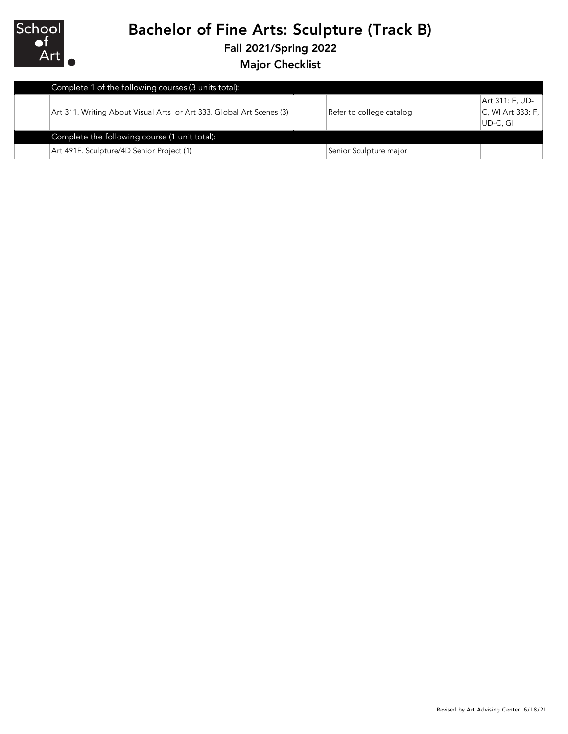# Bachelor of Fine Arts: Sculpture (Track B)

## Fall 2021/Spring 2022

## Major Checklist

| | | | |
|---|---|---|---|
| | **Complete 1 of the following courses (3 units total):** | | |
| | Art 311. Writing About Visual Arts or Art 333. Global Art Scenes (3) | Refer to college catalog | Art 311: F, UD-C, WI Art 333: F, UD-C, GI |
| | **Complete the following course (1 unit total):** | | |
| | Art 491F. Sculpture/4D Senior Project (1) | Senior Sculpture major | |

Revised by Art Advising Center 6/18/21